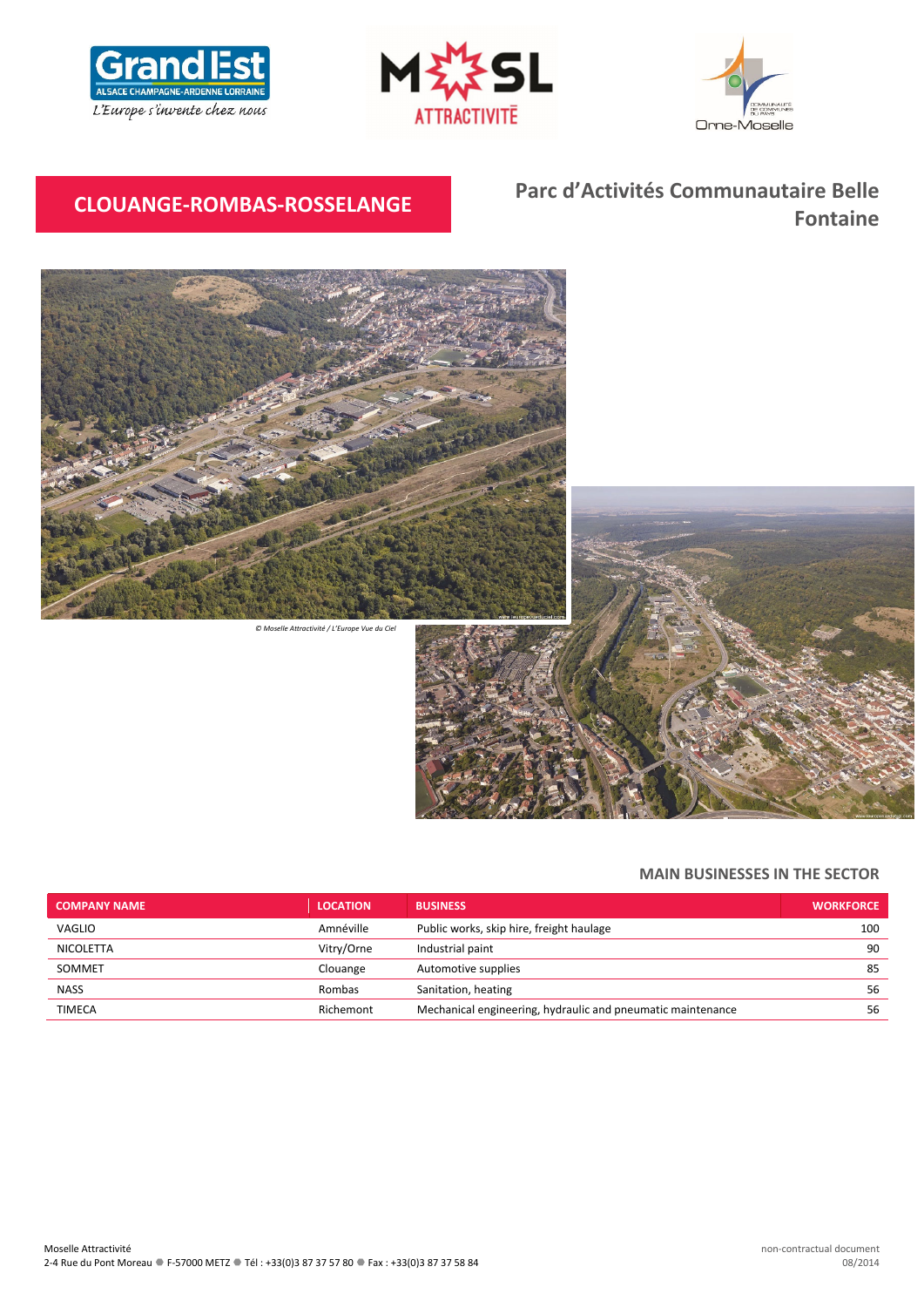# CLOUANGE-ROMBAS-ROSSELANGE

## Parc d'Activités Communautaire Belle Fontaine

*© Moselle Attractivité / L'Europe Vue du Ciel*

### MAIN BUSINESSES IN THE SECTOR

| COMPANY NAME | LOCATION | BUSINESS | WORKFORCE |
|---|---|---|---|
| VAGLIO | Amnéville | Public works, skip hire, freight haulage | 100 |
| NICOLETTA | Vitry/Orne | Industrial paint | 90 |
| SOMMET | Clouange | Automotive supplies | 85 |
| NASS | Rombas | Sanitation, heating | 56 |
| TIMECA | Richemont | Mechanical engineering, hydraulic and pneumatic maintenance | 56 |

Moselle Attractivité
2-4 Rue du Pont Moreau ● F-57000 METZ ● Tél : +33(0)3 87 37 57 80 ● Fax : +33(0)3 87 37 58 84

non-contractual document
08/2014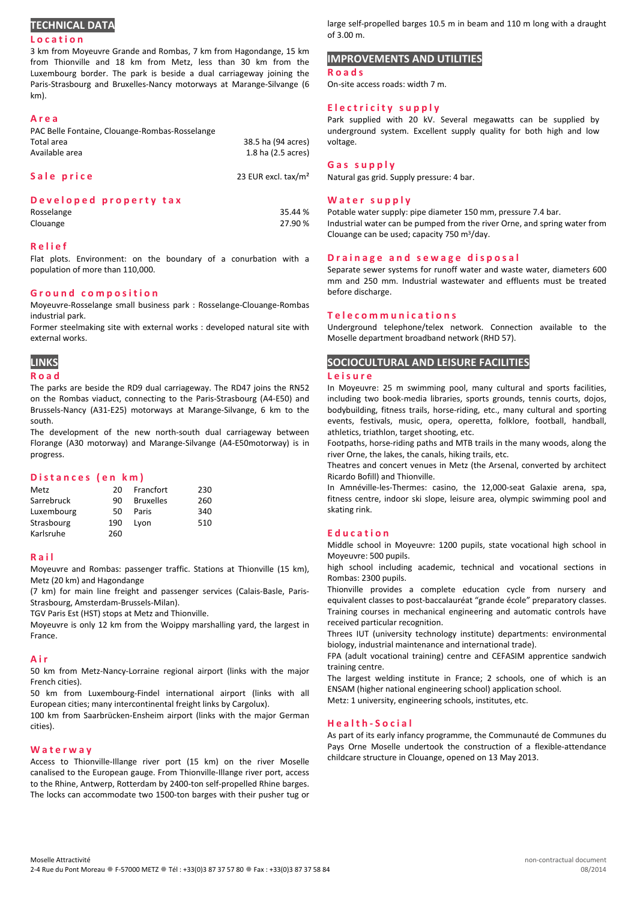## TECHNICAL DATA

### Location

3 km from Moyeuvre Grande and Rombas, 7 km from Hagondange, 15 km from Thionville and 18 km from Metz, less than 30 km from the Luxembourg border. The park is beside a dual carriageway joining the Paris-Strasbourg and Bruxelles-Nancy motorways at Marange-Silvange (6 km).

### Area

| | |
|---|---|
| PAC Belle Fontaine, Clouange-Rombas-Rosselange | |
| Total area | 38.5 ha (94 acres) |
| Available area | 1.8 ha (2.5 acres) |

### Sale price

23 EUR excl. tax/m²

### Developed property tax

| | |
|---|---|
| Rosselange | 35.44 % |
| Clouange | 27.90 % |

### Relief

Flat plots. Environment: on the boundary of a conurbation with a population of more than 110,000.

### Ground composition

Moyeuvre-Rosselange small business park : Rosselange-Clouange-Rombas industrial park.

Former steelmaking site with external works : developed natural site with external works.

## LINKS

### Road

The parks are beside the RD9 dual carriageway. The RD47 joins the RN52 on the Rombas viaduct, connecting to the Paris-Strasbourg (A4-E50) and Brussels-Nancy (A31-E25) motorways at Marange-Silvange, 6 km to the south.

The development of the new north-south dual carriageway between Florange (A30 motorway) and Marange-Silvange (A4-E50motorway) is in progress.

### Distances (en km)

| | | | |
|---|---|---|---|
| Metz | 20 | Francfort | 230 |
| Sarrebruck | 90 | Bruxelles | 260 |
| Luxembourg | 50 | Paris | 340 |
| Strasbourg | 190 | Lyon | 510 |
| Karlsruhe | 260 | | |

### Rail

Moyeuvre and Rombas: passenger traffic. Stations at Thionville (15 km), Metz (20 km) and Hagondange

(7 km) for main line freight and passenger services (Calais-Basle, Paris-Strasbourg, Amsterdam-Brussels-Milan).

TGV Paris Est (HST) stops at Metz and Thionville.

Moyeuvre is only 12 km from the Woippy marshalling yard, the largest in France.

### Air

50 km from Metz-Nancy-Lorraine regional airport (links with the major French cities).

50 km from Luxembourg-Findel international airport (links with all European cities; many intercontinental freight links by Cargolux).

100 km from Saarbrücken-Ensheim airport (links with the major German cities).

### Waterway

Access to Thionville-Illange river port (15 km) on the river Moselle canalised to the European gauge. From Thionville-Illange river port, access to the Rhine, Antwerp, Rotterdam by 2400-ton self-propelled Rhine barges. The locks can accommodate two 1500-ton barges with their pusher tug or large self-propelled barges 10.5 m in beam and 110 m long with a draught of 3.00 m.

## IMPROVEMENTS AND UTILITIES

### Roads

On-site access roads: width 7 m.

### Electricity supply

Park supplied with 20 kV. Several megawatts can be supplied by underground system. Excellent supply quality for both high and low voltage.

### Gas supply

Natural gas grid. Supply pressure: 4 bar.

### Water supply

Potable water supply: pipe diameter 150 mm, pressure 7.4 bar.

Industrial water can be pumped from the river Orne, and spring water from Clouange can be used; capacity 750 m³/day.

### Drainage and sewage disposal

Separate sewer systems for runoff water and waste water, diameters 600 mm and 250 mm. Industrial wastewater and effluents must be treated before discharge.

### Telecommunications

Underground telephone/telex network. Connection available to the Moselle department broadband network (RHD 57).

## SOCIOCULTURAL AND LEISURE FACILITIES

### Leisure

In Moyeuvre: 25 m swimming pool, many cultural and sports facilities, including two book-media libraries, sports grounds, tennis courts, dojos, bodybuilding, fitness trails, horse-riding, etc., many cultural and sporting events, festivals, music, opera, operetta, folklore, football, handball, athletics, triathlon, target shooting, etc.

Footpaths, horse-riding paths and MTB trails in the many woods, along the river Orne, the lakes, the canals, hiking trails, etc.

Theatres and concert venues in Metz (the Arsenal, converted by architect Ricardo Bofill) and Thionville.

In Amnéville-les-Thermes: casino, the 12,000-seat Galaxie arena, spa, fitness centre, indoor ski slope, leisure area, olympic swimming pool and skating rink.

### Education

Middle school in Moyeuvre: 1200 pupils, state vocational high school in Moyeuvre: 500 pupils.

high school including academic, technical and vocational sections in Rombas: 2300 pupils.

Thionville provides a complete education cycle from nursery and equivalent classes to post-baccalauréat “grande école” preparatory classes. Training courses in mechanical engineering and automatic controls have received particular recognition.

Threes IUT (university technology institute) departments: environmental biology, industrial maintenance and international trade).

FPA (adult vocational training) centre and CEFASIM apprentice sandwich training centre.

The largest welding institute in France; 2 schools, one of which is an ENSAM (higher national engineering school) application school.

Metz: 1 university, engineering schools, institutes, etc.

### Health-Social

As part of its early infancy programme, the Communauté de Communes du Pays Orne Moselle undertook the construction of a flexible-attendance childcare structure in Clouange, opened on 13 May 2013.

Moselle Attractivité
2-4 Rue du Pont Moreau ● F-57000 METZ ● Tél : +33(0)3 87 37 57 80 ● Fax : +33(0)3 87 37 58 84

non-contractual document
08/2014